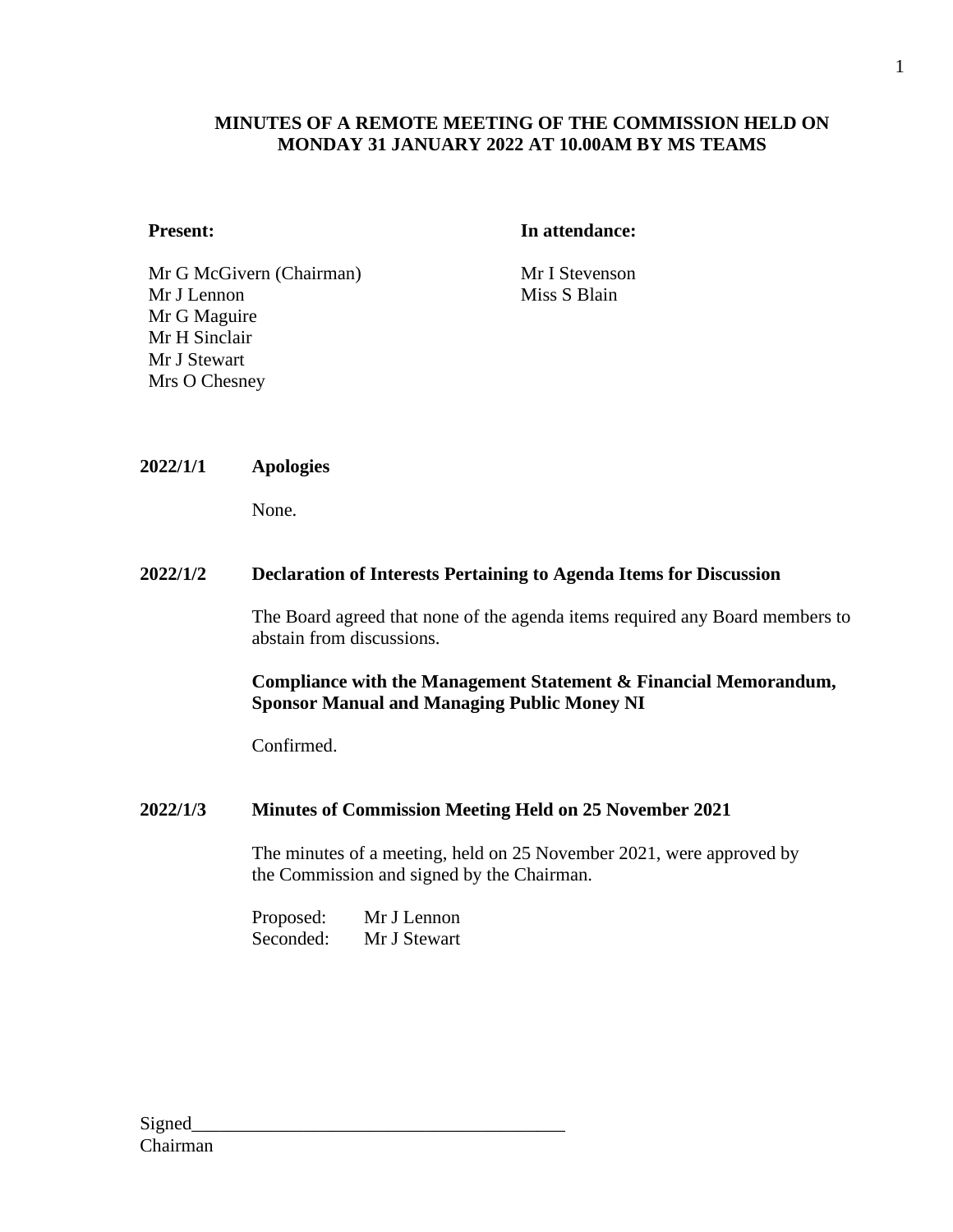# MINUTES OF A REMOTE MEETING OF THE COMMISSION HELD ON MONDAY 31 JANUARY 2022 AT 10.00AM BY MS TEAMS

**Present:**

Mr G McGivern (Chairman)
Mr J Lennon
Mr G Maguire
Mr H Sinclair
Mr J Stewart
Mrs O Chesney

**In attendance:**

Mr I Stevenson
Miss S Blain

**2022/1/1 Apologies**

None.

**2022/1/2 Declaration of Interests Pertaining to Agenda Items for Discussion**

The Board agreed that none of the agenda items required any Board members to abstain from discussions.

**Compliance with the Management Statement & Financial Memorandum, Sponsor Manual and Managing Public Money NI**

Confirmed.

**2022/1/3 Minutes of Commission Meeting Held on 25 November 2021**

The minutes of a meeting, held on 25 November 2021, were approved by the Commission and signed by the Chairman.

Proposed: Mr J Lennon
Seconded: Mr J Stewart

Signed________________________________________
Chairman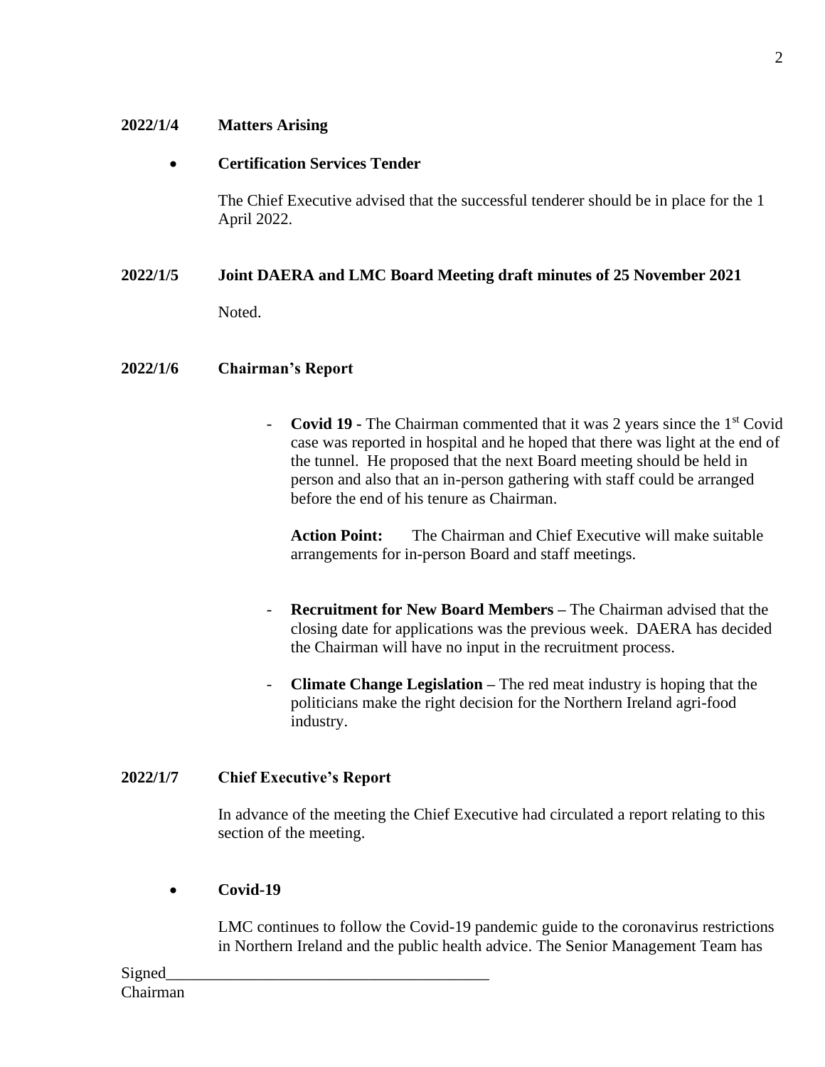**2022/1/4 Matters Arising**

- **Certification Services Tender**

  The Chief Executive advised that the successful tenderer should be in place for the 1 April 2022.

**2022/1/5 Joint DAERA and LMC Board Meeting draft minutes of 25 November 2021**

Noted.

**2022/1/6 Chairman's Report**

- **Covid 19 -** The Chairman commented that it was 2 years since the 1st Covid case was reported in hospital and he hoped that there was light at the end of the tunnel. He proposed that the next Board meeting should be held in person and also that an in-person gathering with staff could be arranged before the end of his tenure as Chairman.

  **Action Point:** The Chairman and Chief Executive will make suitable arrangements for in-person Board and staff meetings.

- **Recruitment for New Board Members –** The Chairman advised that the closing date for applications was the previous week. DAERA has decided the Chairman will have no input in the recruitment process.

- **Climate Change Legislation –** The red meat industry is hoping that the politicians make the right decision for the Northern Ireland agri-food industry.

**2022/1/7 Chief Executive's Report**

In advance of the meeting the Chief Executive had circulated a report relating to this section of the meeting.

- **Covid-19**

  LMC continues to follow the Covid-19 pandemic guide to the coronavirus restrictions in Northern Ireland and the public health advice. The Senior Management Team has

Signed\_\_\_\_\_\_\_\_\_\_\_\_\_\_\_\_\_\_\_\_\_\_\_\_\_\_\_\_\_\_\_\_\_\_\_\_\_\_\_\_
Chairman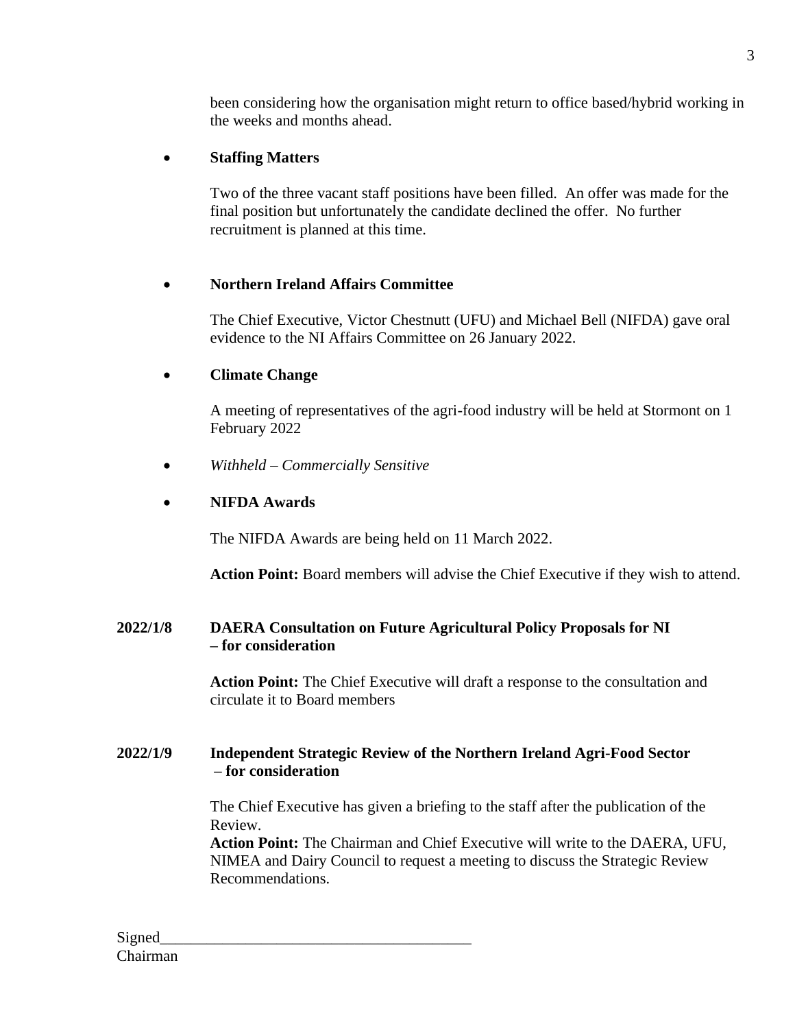been considering how the organisation might return to office based/hybrid working in the weeks and months ahead.

- **Staffing Matters**

  Two of the three vacant staff positions have been filled. An offer was made for the final position but unfortunately the candidate declined the offer. No further recruitment is planned at this time.

- **Northern Ireland Affairs Committee**

  The Chief Executive, Victor Chestnutt (UFU) and Michael Bell (NIFDA) gave oral evidence to the NI Affairs Committee on 26 January 2022.

- **Climate Change**

  A meeting of representatives of the agri-food industry will be held at Stormont on 1 February 2022

- *Withheld – Commercially Sensitive*

- **NIFDA Awards**

  The NIFDA Awards are being held on 11 March 2022.

  **Action Point:** Board members will advise the Chief Executive if they wish to attend.

**2022/1/8 DAERA Consultation on Future Agricultural Policy Proposals for NI – for consideration**

**Action Point:** The Chief Executive will draft a response to the consultation and circulate it to Board members

**2022/1/9 Independent Strategic Review of the Northern Ireland Agri-Food Sector – for consideration**

The Chief Executive has given a briefing to the staff after the publication of the Review.
**Action Point:** The Chairman and Chief Executive will write to the DAERA, UFU, NIMEA and Dairy Council to request a meeting to discuss the Strategic Review Recommendations.

Signed_______________________________________
Chairman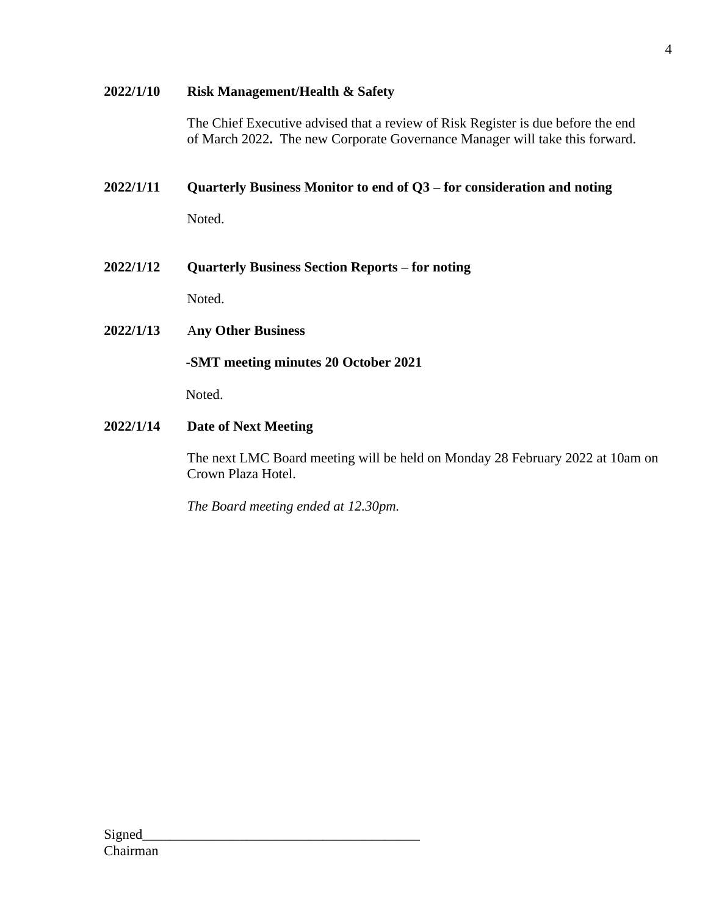**2022/1/10 Risk Management/Health & Safety**

The Chief Executive advised that a review of Risk Register is due before the end of March 2022**.** The new Corporate Governance Manager will take this forward.

**2022/1/11 Quarterly Business Monitor to end of Q3 – for consideration and noting**

Noted.

**2022/1/12 Quarterly Business Section Reports – for noting**

Noted.

**2022/1/13 Any Other Business**

**-SMT meeting minutes 20 October 2021**

Noted.

**2022/1/14 Date of Next Meeting**

The next LMC Board meeting will be held on Monday 28 February 2022 at 10am on Crown Plaza Hotel.

*The Board meeting ended at 12.30pm.*

Signed_______________________________________
Chairman